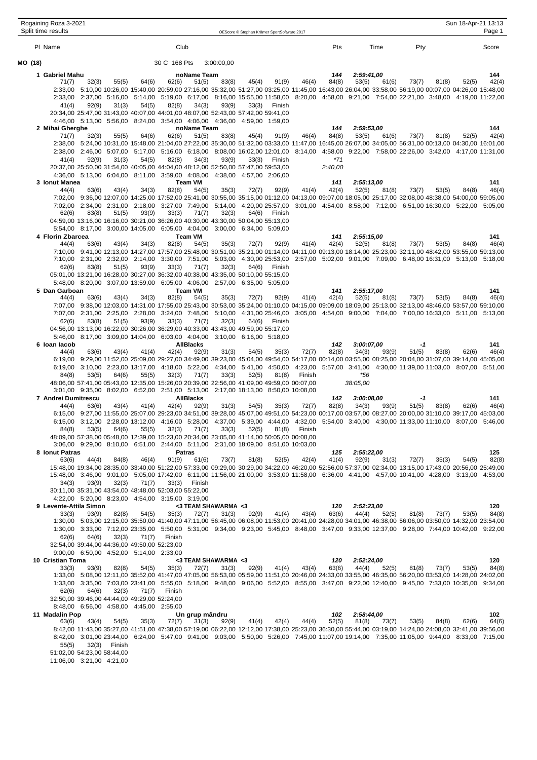Rogaining Roza 3-2021
Split time results

OEScore © Stephan Krämer SportSoftware 2017

Sun 18-Apr-21 13:13

| Pl | Name | Club | Pts | Time | Pty | Score |
|---|---|---|---|---|---|---|

**MO (18)** — 30 C 168 Pts 3:00:00,00

**1 Gabriel Mahu** — noName Team — Pts 144 — Time 2:59:41,00 — Score 144

```
71(7) 32(3) 55(5) 64(6) 62(6) 51(5) 83(8) 45(4) 91(9) 46(4) 84(8) 53(5) 61(6) 73(7) 81(8) 52(5) 42(4)
2:33,00 5:10,00 10:26,00 15:40,00 20:59,00 27:16,00 35:32,00 51:27,00 03:25,00 11:45,00 16:43,00 26:04,00 33:58,00 56:19,00 00:07,00 04:26,00 15:48,00
2:33,00 2:37,00 5:16,00 5:14,00 5:19,00 6:17,00 8:16,00 15:55,00 11:58,00 8:20,00 4:58,00 9:21,00 7:54,00 22:21,00 3:48,00 4:19,00 11:22,00
41(4) 92(9) 31(3) 54(5) 82(8) 34(3) 93(9) 33(3) Finish
20:34,00 25:47,00 31:43,00 40:07,00 44:01,00 48:07,00 52:43,00 57:42,00 59:41,00
4:46,00 5:13,00 5:56,00 8:24,00 3:54,00 4:06,00 4:36,00 4:59,00 1:59,00
```

**2 Mihai Gherghe** — noName Team — Pts 144 — Time 2:59:53,00 — Score 144

```
71(7) 32(3) 55(5) 64(6) 62(6) 51(5) 83(8) 45(4) 91(9) 46(4) 84(8) 53(5) 61(6) 73(7) 81(8) 52(5) 42(4)
2:38,00 5:24,00 10:31,00 15:48,00 21:04,00 27:22,00 35:30,00 51:32,00 03:33,00 11:47,00 16:45,00 26:07,00 34:05,00 56:31,00 00:13,00 04:30,00 16:01,00
2:38,00 2:46,00 5:07,00 5:17,00 5:16,00 6:18,00 8:08,00 16:02,00 12:01,00 8:14,00 4:58,00 9:22,00 7:58,00 22:26,00 3:42,00 4:17,00 11:31,00
41(4) 92(9) 31(3) 54(5) 82(8) 34(3) 93(9) 33(3) Finish *71
20:37,00 25:50,00 31:54,00 40:05,00 44:04,00 48:12,00 52:50,00 57:47,00 59:53,00 2:40,00
4:36,00 5:13,00 6:04,00 8:11,00 3:59,00 4:08,00 4:38,00 4:57,00 2:06,00
```

**3 Ionut Manea** — Team VM — Pts 141 — Time 2:55:13,00 — Score 141

```
44(4) 63(6) 43(4) 34(3) 82(8) 54(5) 35(3) 72(7) 92(9) 41(4) 42(4) 52(5) 81(8) 73(7) 53(5) 84(8) 46(4)
7:02,00 9:36,00 12:07,00 14:25,00 17:52,00 25:41,00 30:55,00 35:15,00 01:12,00 04:13,00 09:07,00 18:05,00 25:17,00 32:08,00 48:38,00 54:00,00 59:05,00
7:02,00 2:34,00 2:31,00 2:18,00 3:27,00 7:49,00 5:14,00 4:20,00 25:57,00 3:01,00 4:54,00 8:58,00 7:12,00 6:51,00 16:30,00 5:22,00 5:05,00
62(6) 83(8) 51(5) 93(9) 33(3) 71(7) 32(3) 64(6) Finish
04:59,00 13:16,00 16:16,00 30:21,00 36:26,00 40:30,00 43:30,00 50:04,00 55:13,00
5:54,00 8:17,00 3:00,00 14:05,00 6:05,00 4:04,00 3:00,00 6:34,00 5:09,00
```

**4 Florin Zbarcea** — Team VM — Pts 141 — Time 2:55:15,00 — Score 141

```
44(4) 63(6) 43(4) 34(3) 82(8) 54(5) 35(3) 72(7) 92(9) 41(4) 42(4) 52(5) 81(8) 73(7) 53(5) 84(8) 46(4)
7:10,00 9:41,00 12:13,00 14:27,00 17:57,00 25:48,00 30:51,00 35:21,00 01:14,00 04:11,00 09:13,00 18:14,00 25:23,00 32:11,00 48:42,00 53:55,00 59:13,00
7:10,00 2:31,00 2:32,00 2:14,00 3:30,00 7:51,00 5:03,00 4:30,00 25:53,00 2:57,00 5:02,00 9:01,00 7:09,00 6:48,00 16:31,00 5:13,00 5:18,00
62(6) 83(8) 51(5) 93(9) 33(3) 71(7) 32(3) 64(6) Finish
05:01,00 13:21,00 16:28,00 30:27,00 36:32,00 40:38,00 43:35,00 50:10,00 55:15,00
5:48,00 8:20,00 3:07,00 13:59,00 6:05,00 4:06,00 2:57,00 6:35,00 5:05,00
```

**5 Dan Garboan** — Team VM — Pts 141 — Time 2:55:17,00 — Score 141

```
44(4) 63(6) 43(4) 34(3) 82(8) 54(5) 35(3) 72(7) 92(9) 41(4) 42(4) 52(5) 81(8) 73(7) 53(5) 84(8) 46(4)
7:07,00 9:38,00 12:03,00 14:31,00 17:55,00 25:43,00 30:53,00 35:24,00 01:10,00 04:15,00 09:09,00 18:09,00 25:13,00 32:13,00 48:46,00 53:57,00 59:10,00
7:07,00 2:31,00 2:25,00 2:28,00 3:24,00 7:48,00 5:10,00 4:31,00 25:46,00 3:05,00 4:54,00 9:00,00 7:04,00 7:00,00 16:33,00 5:11,00 5:13,00
62(6) 83(8) 51(5) 93(9) 33(3) 71(7) 32(3) 64(6) Finish
04:56,00 13:13,00 16:22,00 30:26,00 36:29,00 40:33,00 43:43,00 49:59,00 55:17,00
5:46,00 8:17,00 3:09,00 14:04,00 6:03,00 4:04,00 3:10,00 6:16,00 5:18,00
```

**6 Ioan Iacob** — AllBlacks — Pts 142 — Time 3:00:07,00 — Pty -1 — Score 141

```
44(4) 63(6) 43(4) 41(4) 42(4) 92(9) 31(3) 54(5) 35(3) 72(7) 82(8) 34(3) 93(9) 51(5) 83(8) 62(6) 46(4)
6:19,00 9:29,00 11:52,00 25:09,00 29:27,00 34:49,00 39:23,00 45:04,00 49:54,00 54:17,00 00:14,00 03:55,00 08:25,00 20:04,00 31:07,00 39:14,00 45:05,00
6:19,00 3:10,00 2:23,00 13:17,00 4:18,00 5:22,00 4:34,00 5:41,00 4:50,00 4:23,00 5:57,00 3:41,00 4:30,00 11:39,00 11:03,00 8:07,00 5:51,00
84(8) 53(5) 64(6) 55(5) 32(3) 71(7) 33(3) 52(5) 81(8) Finish *56
48:06,00 57:41,00 05:43,00 12:35,00 15:26,00 20:39,00 22:56,00 41:09,00 49:59,00 00:07,00 38:05,00
3:01,00 9:35,00 8:02,00 6:52,00 2:51,00 5:13,00 2:17,00 18:13,00 8:50,00 10:08,00
```

**7 Andrei Dumitrescu** — AllBlacks — Pts 142 — Time 3:00:08,00 — Pty -1 — Score 141

```
44(4) 63(6) 43(4) 41(4) 42(4) 92(9) 31(3) 54(5) 35(3) 72(7) 82(8) 34(3) 93(9) 51(5) 83(8) 62(6) 46(4)
6:15,00 9:27,00 11:55,00 25:07,00 29:23,00 34:51,00 39:28,00 45:07,00 49:51,00 54:23,00 00:17,00 03:57,00 08:27,00 20:00,00 31:10,00 39:17,00 45:03,00
6:15,00 3:12,00 2:28,00 13:12,00 4:16,00 5:28,00 4:37,00 5:39,00 4:44,00 4:32,00 5:54,00 3:40,00 4:30,00 11:33,00 11:10,00 8:07,00 5:46,00
84(8) 53(5) 64(6) 55(5) 32(3) 71(7) 33(3) 52(5) 81(8) Finish
48:09,00 57:38,00 05:48,00 12:39,00 15:23,00 20:34,00 23:05,00 41:14,00 50:05,00 00:08,00
3:06,00 9:29,00 8:10,00 6:51,00 2:44,00 5:11,00 2:31,00 18:09,00 8:51,00 10:03,00
```

**8 Ionut Patras** — Patras — Pts 125 — Time 2:55:22,00 — Score 125

```
63(6) 44(4) 84(8) 46(4) 91(9) 61(6) 73(7) 81(8) 52(5) 42(4) 41(4) 92(9) 31(3) 72(7) 35(3) 54(5) 82(8)
15:48,00 19:34,00 28:35,00 33:40,00 51:22,00 57:33,00 09:29,00 30:29,00 34:22,00 46:20,00 52:56,00 57:37,00 02:34,00 13:15,00 17:43,00 20:56,00 25:49,00
15:48,00 3:46,00 9:01,00 5:05,00 17:42,00 6:11,00 11:56,00 21:00,00 3:53,00 11:58,00 6:36,00 4:41,00 4:57,00 10:41,00 4:28,00 3:13,00 4:53,00
34(3) 93(9) 32(3) 71(7) 33(3) Finish
30:11,00 35:31,00 43:54,00 48:48,00 52:03,00 55:22,00
4:22,00 5:20,00 8:23,00 4:54,00 3:15,00 3:19,00
```

**9 Levente-Attila Simon** — <3 TEAM SHAWARMA <3 — Pts 120 — Time 2:52:23,00 — Score 120

```
33(3) 93(9) 82(8) 54(5) 35(3) 72(7) 31(3) 92(9) 41(4) 43(4) 63(6) 44(4) 52(5) 81(8) 73(7) 53(5) 84(8)
1:30,00 5:03,00 12:15,00 35:50,00 41:40,00 47:11,00 56:45,00 06:08,00 11:53,00 20:41,00 24:28,00 34:01,00 46:38,00 56:06,00 03:50,00 14:32,00 23:54,00
1:30,00 3:33,00 7:12,00 23:35,00 5:50,00 5:31,00 9:34,00 9:23,00 5:45,00 8:48,00 3:47,00 9:33,00 12:37,00 9:28,00 7:44,00 10:42,00 9:22,00
62(6) 64(6) 32(3) 71(7) Finish
32:54,00 39:44,00 44:36,00 49:50,00 52:23,00
9:00,00 6:50,00 4:52,00 5:14,00 2:33,00
```

**10 Cristian Toma** — <3 TEAM SHAWARMA <3 — Pts 120 — Time 2:52:24,00 — Score 120

```
33(3) 93(9) 82(8) 54(5) 35(3) 72(7) 31(3) 92(9) 41(4) 43(4) 63(6) 44(4) 52(5) 81(8) 73(7) 53(5) 84(8)
1:33,00 5:08,00 12:11,00 35:52,00 41:47,00 47:05,00 56:53,00 05:59,00 11:51,00 20:46,00 24:33,00 33:55,00 46:35,00 56:20,00 03:53,00 14:28,00 24:02,00
1:33,00 3:35,00 7:03,00 23:41,00 5:55,00 5:18,00 9:48,00 9:06,00 5:52,00 8:55,00 3:47,00 9:22,00 12:40,00 9:45,00 7:33,00 10:35,00 9:34,00
62(6) 64(6) 32(3) 71(7) Finish
32:50,00 39:46,00 44:44,00 49:29,00 52:24,00
8:48,00 6:56,00 4:58,00 4:45,00 2:55,00
```

**11 Madalin Pop** — Un grup mândru — Pts 102 — Time 2:58:44,00 — Score 102

```
63(6) 43(4) 54(5) 35(3) 72(7) 31(3) 92(9) 41(4) 42(4) 44(4) 52(5) 81(8) 73(7) 53(5) 84(8) 62(6) 64(6)
8:42,00 11:43,00 35:27,00 41:51,00 47:38,00 57:19,00 06:22,00 12:12,00 17:38,00 25:23,00 36:30,00 55:44,00 03:19,00 14:24,00 24:08,00 32:41,00 39:56,00
8:42,00 3:01,00 23:44,00 6:24,00 5:47,00 9:41,00 9:03,00 5:50,00 5:26,00 7:45,00 11:07,00 19:14,00 7:35,00 11:05,00 9:44,00 8:33,00 7:15,00
55(5) 32(3) Finish
51:02,00 54:23,00 58:44,00
11:06,00 3:21,00 4:21,00
```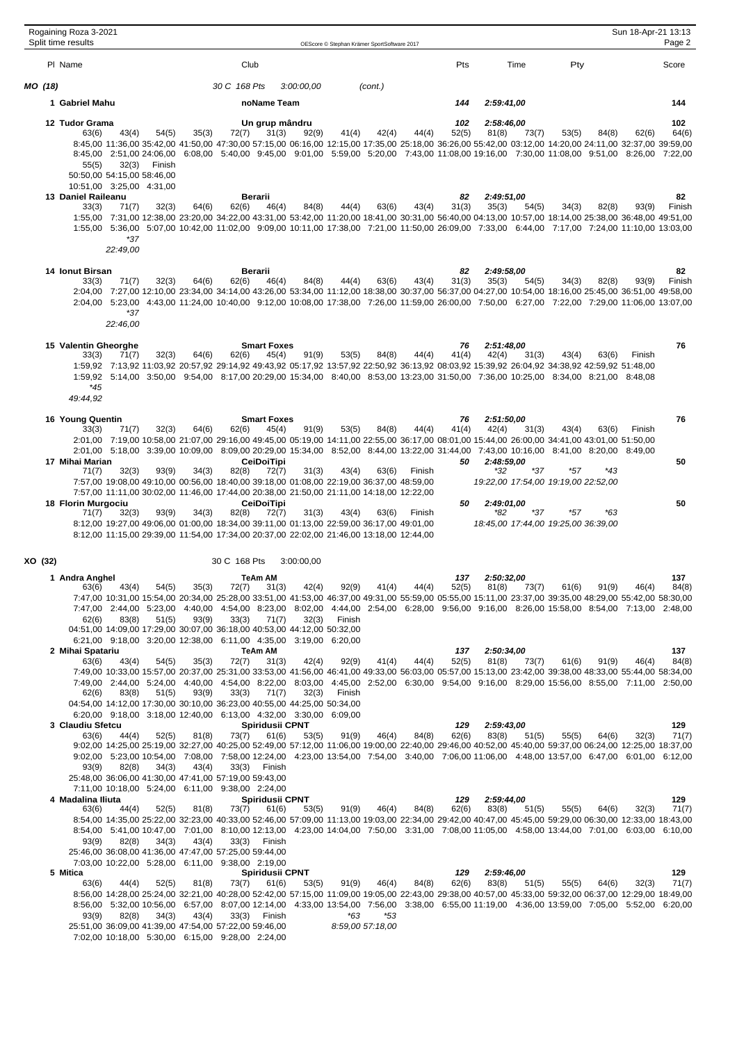Rogaining Roza 3-2021
Split time results

OEScore © Stephan Krämer SportSoftware 2017

| Pl | Name | Club | Pts | Time | Pty | Score |
|---|---|---|---|---|---|---|

## MO (18) — 30 C 168 Pts 3:00:00,00 (cont.)

**1 Gabriel Mahu** — noName Team — Pts 144 — Time 2:59:41,00 — Score 144

**12 Tudor Grama** — Un grup mândru — Pts 102 — Time 2:58:46,00 — Score 102

```
63(6)    43(4)    54(5)    35(3)    72(7)    31(3)    92(9)    41(4)    42(4)    44(4)    52(5)    81(8)    73(7)    53(5)    84(8)    62(6)    64(6)
8:45,00  11:36,00 35:42,00 41:50,00 47:30,00 57:15,00 06:16,00 12:15,00 17:35,00 25:18,00 36:26,00 55:42,00 03:12,00 14:20,00 24:11,00 32:37,00 39:59,00
8:45,00  2:51,00  24:06,00 6:08,00  5:40,00  9:45,00  9:01,00  5:59,00  5:20,00  7:43,00  11:08,00 19:16,00 7:30,00  11:08,00 9:51,00  8:26,00  7:22,00
55(5)    32(3)    Finish
50:50,00 54:15,00 58:46,00
10:51,00 3:25,00  4:31,00
```

**13 Daniel Raileanu** — Berarii — Pts 82 — Time 2:49:51,00 — Score 82

```
33(3)    71(7)    32(3)    64(6)    62(6)    46(4)    84(8)    44(4)    63(6)    43(4)    31(3)    35(3)    54(5)    34(3)    82(8)    93(9)    Finish
1:55,00  7:31,00  12:38,00 23:20,00 34:22,00 43:31,00 53:42,00 11:20,00 18:41,00 30:31,00 56:40,00 04:13,00 10:57,00 18:14,00 25:38,00 36:48,00 49:51,00
1:55,00  5:36,00  5:07,00  10:42,00 11:02,00 9:09,00  10:11,00 17:38,00 7:21,00  11:50,00 26:09,00 7:33,00  6:44,00  7:17,00  7:24,00  11:10,00 13:03,00
*37
22:49,00
```

**14 Ionut Birsan** — Berarii — Pts 82 — Time 2:49:58,00 — Score 82

```
33(3)    71(7)    32(3)    64(6)    62(6)    46(4)    84(8)    44(4)    63(6)    43(4)    31(3)    35(3)    54(5)    34(3)    82(8)    93(9)    Finish
2:04,00  7:27,00  12:10,00 23:34,00 34:14,00 43:26,00 53:34,00 11:12,00 18:38,00 30:37,00 56:37,00 04:27,00 10:54,00 18:16,00 25:45,00 36:51,00 49:58,00
2:04,00  5:23,00  4:43,00  11:24,00 10:40,00 9:12,00  10:08,00 17:38,00 7:26,00  11:59,00 26:00,00 7:50,00  6:27,00  7:22,00  7:29,00  11:06,00 13:07,00
*37
22:46,00
```

**15 Valentin Gheorghe** — Smart Foxes — Pts 76 — Time 2:51:48,00 — Score 76

```
33(3)    71(7)    32(3)    64(6)    62(6)    45(4)    91(9)    53(5)    84(8)    44(4)    41(4)    42(4)    31(3)    43(4)    63(6)    Finish
1:59,92  7:13,92  11:03,92 20:57,92 29:14,92 49:43,92 05:17,92 13:57,92 22:50,92 36:13,92 08:03,92 15:39,92 26:04,92 34:38,92 42:59,92 51:48,00
1:59,92  5:14,00  3:50,00  9:54,00  8:17,00  20:29,00 15:34,00 8:40,00  8:53,00  13:23,00 31:50,00 7:36,00  10:25,00 8:34,00  8:21,00  8:48,08
*45
49:44,92
```

**16 Young Quentin** — Smart Foxes — Pts 76 — Time 2:51:50,00 — Score 76

```
33(3)    71(7)    32(3)    64(6)    62(6)    45(4)    91(9)    53(5)    84(8)    44(4)    41(4)    42(4)    31(3)    43(4)    63(6)    Finish
2:01,00  7:19,00  10:58,00 21:07,00 29:16,00 49:45,00 05:19,00 14:11,00 22:55,00 36:17,00 08:01,00 15:44,00 26:00,00 34:41,00 43:01,00 51:50,00
2:01,00  5:18,00  3:39,00  10:09,00 8:09,00  20:29,00 15:34,00 8:52,00  8:44,00  13:22,00 31:44,00 7:43,00  10:16,00 8:41,00  8:20,00  8:49,00
```

**17 Mihai Marian** — CeiDoiTipi — Pts 50 — Time 2:48:59,00 — Score 50

```
71(7)    32(3)    93(9)    34(3)    82(8)    72(7)    31(3)    43(4)    63(6)    Finish     *32      *37      *57      *43
7:57,00  19:08,00 49:10,00 00:56,00 18:40,00 39:18,00 01:08,00 22:19,00 36:37,00 48:59,00   19:22,00 17:54,00 19:19,00 22:52,00
7:57,00  11:11,00 30:02,00 11:46,00 17:44,00 20:38,00 21:50,00 21:11,00 14:18,00 12:22,00
```

**18 Florin Murgociu** — CeiDoiTipi — Pts 50 — Time 2:49:01,00 — Score 50

```
71(7)    32(3)    93(9)    34(3)    82(8)    72(7)    31(3)    43(4)    63(6)    Finish     *82      *37      *57      *63
8:12,00  19:27,00 49:06,00 01:00,00 18:34,00 39:11,00 01:13,00 22:59,00 36:17,00 49:01,00   18:45,00 17:44,00 19:25,00 36:39,00
8:12,00  11:15,00 29:39,00 11:54,00 17:34,00 20:37,00 22:02,00 21:46,00 13:18,00 12:44,00
```

## XO (32) — 30 C 168 Pts 3:00:00,00

**1 Andra Anghel** — TeAm AM — Pts 137 — Time 2:50:32,00 — Score 137

```
63(6)    43(4)    54(5)    35(3)    72(7)    31(3)    42(4)    92(9)    41(4)    44(4)    52(5)    81(8)    73(7)    61(6)    91(9)    46(4)    84(8)
7:47,00  10:31,00 15:54,00 20:34,00 25:28,00 33:51,00 41:53,00 46:37,00 49:31,00 55:59,00 05:55,00 15:11,00 23:37,00 39:35,00 48:29,00 55:42,00 58:30,00
7:47,00  2:44,00  5:23,00  4:40,00  4:54,00  8:23,00  8:02,00  4:44,00  2:54,00  6:28,00  9:56,00  9:16,00  8:26,00  15:58,00 8:54,00  7:13,00  2:48,00
62(6)    83(8)    51(5)    93(9)    33(3)    71(7)    32(3)    Finish
04:51,00 14:09,00 17:29,00 30:07,00 36:18,00 40:53,00 44:12,00 50:32,00
6:21,00  9:18,00  3:20,00  12:38,00 6:11,00  4:35,00  3:19,00  6:20,00
```

**2 Mihai Satariu** — TeAm AM — Pts 137 — Time 2:50:34,00 — Score 137

```
63(6)    43(4)    54(5)    35(3)    72(7)    31(3)    42(4)    92(9)    41(4)    44(4)    52(5)    81(8)    73(7)    61(6)    91(9)    46(4)    84(8)
7:49,00  10:33,00 15:57,00 20:37,00 25:31,00 33:53,00 41:56,00 46:41,00 49:33,00 56:03,00 05:57,00 15:13,00 23:42,00 39:38,00 48:33,00 55:44,00 58:34,00
7:49,00  2:44,00  5:24,00  4:40,00  4:54,00  8:22,00  8:03,00  4:45,00  2:52,00  6:30,00  9:54,00  9:16,00  8:29,00  15:56,00 8:55,00  7:11,00  2:50,00
62(6)    83(8)    51(5)    93(9)    33(3)    71(7)    32(3)    Finish
04:54,00 14:12,00 17:30,00 30:10,00 36:23,00 40:55,00 44:25,00 50:34,00
6:20,00  9:18,00  3:18,00  12:40,00 6:13,00  4:32,00  3:30,00  6:09,00
```

**3 Claudiu Sfetcu** — Spiridusii CPNT — Pts 129 — Time 2:59:43,00 — Score 129

```
63(6)    44(4)    52(5)    81(8)    73(7)    61(6)    53(5)    91(9)    46(4)    84(8)    62(6)    83(8)    51(5)    55(5)    64(6)    32(3)    71(7)
9:02,00  14:25,00 25:19,00 32:27,00 40:25,00 52:49,00 57:12,00 11:06,00 19:00,00 22:40,00 29:46,00 40:52,00 45:40,00 59:37,00 06:24,00 12:25,00 18:37,00
9:02,00  5:23,00  10:54,00 7:08,00  7:58,00  12:24,00 4:23,00  13:54,00 7:54,00  3:40,00  7:06,00  11:06,00 4:48,00  13:57,00 6:47,00  6:01,00  6:12,00
93(9)    82(8)    34(3)    43(4)    33(3)    Finish
25:48,00 36:06,00 41:30,00 47:41,00 57:19,00 59:43,00
7:11,00  10:18,00 5:24,00  6:11,00  9:38,00  2:24,00
```

**4 Madalina Iliuta** — Spiridusii CPNT — Pts 129 — Time 2:59:44,00 — Score 129

```
63(6)    44(4)    52(5)    81(8)    73(7)    61(6)    53(5)    91(9)    46(4)    84(8)    62(6)    83(8)    51(5)    55(5)    64(6)    32(3)    71(7)
8:54,00  14:35,00 25:22,00 32:23,00 40:33,00 52:46,00 57:09,00 11:13,00 19:03,00 22:34,00 29:42,00 40:47,00 45:45,00 59:29,00 06:30,00 12:33,00 18:43,00
8:54,00  5:41,00  10:47,00 7:01,00  8:10,00  12:13,00 4:23,00  14:04,00 7:50,00  3:31,00  7:08,00  11:05,00 4:58,00  13:44,00 7:01,00  6:03,00  6:10,00
93(9)    82(8)    34(3)    43(4)    33(3)    Finish
25:46,00 36:08,00 41:36,00 47:47,00 57:25,00 59:44,00
7:03,00  10:22,00 5:28,00  6:11,00  9:38,00  2:19,00
```

**5 Mitica** — Spiridusii CPNT — Pts 129 — Time 2:59:46,00 — Score 129

```
63(6)    44(4)    52(5)    81(8)    73(7)    61(6)    53(5)    91(9)    46(4)    84(8)    62(6)    83(8)    51(5)    55(5)    64(6)    32(3)    71(7)
8:56,00  14:28,00 25:24,00 32:21,00 40:28,00 52:42,00 57:15,00 11:09,00 19:05,00 22:43,00 29:38,00 40:57,00 45:33,00 59:32,00 06:37,00 12:29,00 18:49,00
8:56,00  5:32,00  10:56,00 6:57,00  8:07,00  12:14,00 4:33,00  13:54,00 7:56,00  3:38,00  6:55,00  11:19,00 4:36,00  13:59,00 7:05,00  5:52,00  6:20,00
93(9)    82(8)    34(3)    43(4)    33(3)    Finish                *63      *53
25:51,00 36:09,00 41:39,00 47:54,00 57:22,00 59:46,00              8:59,00  57:18,00
7:02,00  10:18,00 5:30,00  6:15,00  9:28,00  2:24,00
```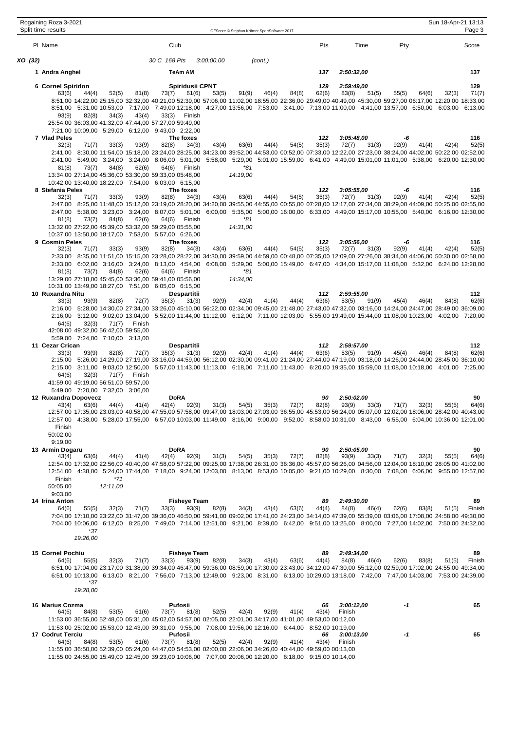Rogaining Roza 3-2021
Split time results

OEScore © Stephan Krämer SportSoftware 2017

Sun 18-Apr-21 13:13

| Pl | Name | Club | Pts | Time | Pty | Score |
|---|---|---|---|---|---|---|

**XO (32)** 30 C 168 Pts 3:00:00,00 (cont.)

**1 Andra Anghel** — TeAm AM — 137 — 2:50:32,00 — 137

**6 Cornel Spiridon** — Spiridusii CPNT — 129 — 2:59:49,00 — 129

```
63(6)    44(4)    52(5)    81(8)    73(7)    61(6)    53(5)    91(9)    46(4)    84(8)    62(6)    83(8)    51(5)    55(5)    64(6)    32(3)    71(7)
8:51,00 14:22,00 25:15,00 32:32,00 40:21,00 52:39,00 57:06,00 11:02,00 18:55,00 22:36,00 29:49,00 40:49,00 45:30,00 59:27,00 06:17,00 12:20,00 18:33,00
8:51,00  5:31,00 10:53,00  7:17,00  7:49,00 12:18,00  4:27,00 13:56,00  7:53,00  3:41,00  7:13,00 11:00,00  4:41,00 13:57,00  6:50,00  6:03,00  6:13,00
93(9)    82(8)    34(3)    43(4)    33(3)    Finish
25:54,00 36:03,00 41:32,00 47:44,00 57:27,00 59:49,00
7:21,00 10:09,00  5:29,00  6:12,00  9:43,00  2:22,00
```

**7 Vlad Peles** — The foxes — 122 — 3:05:48,00 — -6 — 116

```
32(3)    71(7)    33(3)    93(9)    82(8)    34(3)    43(4)    63(6)    44(4)    54(5)    35(3)    72(7)    31(3)    92(9)    41(4)    42(4)    52(5)
2:41,00  8:30,00 11:54,00 15:18,00 23:24,00 28:25,00 34:23,00 39:52,00 44:53,00 00:52,00 07:33,00 12:22,00 27:23,00 38:24,00 44:02,00 50:22,00 02:52,00
2:41,00  5:49,00  3:24,00  3:24,00  8:06,00  5:01,00  5:58,00  5:29,00  5:01,00 15:59,00  6:41,00  4:49,00 15:01,00 11:01,00  5:38,00  6:20,00 12:30,00
81(8)    73(7)    84(8)    62(6)    64(6)    Finish            *81
13:34,00 27:14,00 45:36,00 53:30,00 59:33,00 05:48,00          14:19,00
10:42,00 13:40,00 18:22,00  7:54,00  6:03,00  6:15,00
```

**8 Stefania Peles** — The foxes — 122 — 3:05:55,00 — -6 — 116

```
32(3)    71(7)    33(3)    93(9)    82(8)    34(3)    43(4)    63(6)    44(4)    54(5)    35(3)    72(7)    31(3)    92(9)    41(4)    42(4)    52(5)
2:47,00  8:25,00 11:48,00 15:12,00 23:19,00 28:20,00 34:20,00 39:55,00 44:55,00 00:55,00 07:28,00 12:17,00 27:34,00 38:29,00 44:09,00 50:25,00 02:55,00
2:47,00  5:38,00  3:23,00  3:24,00  8:07,00  5:01,00  6:00,00  5:35,00  5:00,00 16:00,00  6:33,00  4:49,00 15:17,00 10:55,00  5:40,00  6:16,00 12:30,00
81(8)    73(7)    84(8)    62(6)    64(6)    Finish            *81
13:32,00 27:22,00 45:39,00 53:32,00 59:29,00 05:55,00          14:31,00
10:37,00 13:50,00 18:17,00  7:53,00  5:57,00  6:26,00
```

**9 Cosmin Peles** — The foxes — 122 — 3:05:56,00 — -6 — 116

```
32(3)    71(7)    33(3)    93(9)    82(8)    34(3)    43(4)    63(6)    44(4)    54(5)    35(3)    72(7)    31(3)    92(9)    41(4)    42(4)    52(5)
2:33,00  8:35,00 11:51,00 15:15,00 23:28,00 28:22,00 34:30,00 39:59,00 44:59,00 00:48,00 07:35,00 12:09,00 27:26,00 38:34,00 44:06,00 50:30,00 02:58,00
2:33,00  6:02,00  3:16,00  3:24,00  8:13,00  4:54,00  6:08,00  5:29,00  5:00,00 15:49,00  6:47,00  4:34,00 15:17,00 11:08,00  5:32,00  6:24,00 12:28,00
81(8)    73(7)    84(8)    62(6)    64(6)    Finish            *81
13:29,00 27:18,00 45:45,00 53:36,00 59:41,00 05:56,00          14:34,00
10:31,00 13:49,00 18:27,00  7:51,00  6:05,00  6:15,00
```

**10 Ruxandra Nitu** — Despartitii — 112 — 2:59:55,00 — 112

```
33(3)    93(9)    82(8)    72(7)    35(3)    31(3)    92(9)    42(4)    41(4)    44(4)    63(6)    53(5)    91(9)    45(4)    46(4)    84(8)    62(6)
2:16,00  5:28,00 14:30,00 27:34,00 33:26,00 45:10,00 56:22,00 02:34,00 09:45,00 21:48,00 27:43,00 47:32,00 03:16,00 14:24,00 24:47,00 28:49,00 36:09,00
2:16,00  3:12,00  9:02,00 13:04,00  5:52,00 11:44,00 11:12,00  6:12,00  7:11,00 12:03,00  5:55,00 19:49,00 15:44,00 11:08,00 10:23,00  4:02,00  7:20,00
64(6)    32(3)    71(7)    Finish
42:08,00 49:32,00 56:42,00 59:55,00
5:59,00  7:24,00  7:10,00  3:13,00
```

**11 Cezar Crican** — Despartitii — 112 — 2:59:57,00 — 112

```
33(3)    93(9)    82(8)    72(7)    35(3)    31(3)    92(9)    42(4)    41(4)    44(4)    63(6)    53(5)    91(9)    45(4)    46(4)    84(8)    62(6)
2:15,00  5:26,00 14:29,00 27:19,00 33:16,00 44:59,00 56:12,00 02:30,00 09:41,00 21:24,00 27:44,00 47:19,00 03:18,00 14:26,00 24:44,00 28:45,00 36:10,00
2:15,00  3:11,00  9:03,00 12:50,00  5:57,00 11:43,00 11:13,00  6:18,00  7:11,00 11:43,00  6:20,00 19:35,00 15:59,00 11:08,00 10:18,00  4:01,00  7:25,00
64(6)    32(3)    71(7)    Finish
41:59,00 49:19,00 56:51,00 59:57,00
5:49,00  7:20,00  7:32,00  3:06,00
```

**12 Ruxandra Dopovecz** — DoRA — 90 — 2:50:02,00 — 90

```
43(4)    63(6)    44(4)    41(4)    42(4)    92(9)    31(3)    54(5)    35(3)    72(7)    82(8)    93(9)    33(3)    71(7)    32(3)    55(5)    64(6)
12:57,00 17:35,00 23:03,00 40:58,00 47:55,00 57:58,00 09:47,00 18:03,00 27:03,00 36:55,00 45:53,00 56:24,00 05:07,00 12:02,00 18:06,00 28:42,00 40:43,00
12:57,00  4:38,00  5:28,00 17:55,00  6:57,00 10:03,00 11:49,00  8:16,00  9:00,00  9:52,00  8:58,00 10:31,00  8:43,00  6:55,00  6:04,00 10:36,00 12:01,00
Finish
50:02,00
9:19,00
```

**13 Armin Dogaru** — DoRA — 90 — 2:50:05,00 — 90

```
43(4)    63(6)    44(4)    41(4)    42(4)    92(9)    31(3)    54(5)    35(3)    72(7)    82(8)    93(9)    33(3)    71(7)    32(3)    55(5)    64(6)
12:54,00 17:32,00 22:56,00 40:40,00 47:58,00 57:22,00 09:25,00 17:38,00 26:31,00 36:36,00 45:57,00 56:26,00 04:56,00 12:04,00 18:10,00 28:05,00 41:02,00
12:54,00  4:38,00  5:24,00 17:44,00  7:18,00  9:24,00 12:03,00  8:13,00  8:53,00 10:05,00  9:21,00 10:29,00  8:30,00  7:08,00  6:06,00  9:55,00 12:57,00
Finish            *71
50:05,00          12:11,00
9:03,00
```

**14 Irina Anton** — Fisheye Team — 89 — 2:49:30,00 — 89

```
64(6)    55(5)    32(3)    71(7)    33(3)    93(9)    82(8)    34(3)    43(4)    63(6)    44(4)    84(8)    46(4)    62(6)    83(8)    51(5)    Finish
7:04,00 17:10,00 23:22,00 31:47,00 39:36,00 46:50,00 59:41,00 09:02,00 17:41,00 24:23,00 34:14,00 47:39,00 55:39,00 03:06,00 17:08,00 24:58,00 49:30,00
7:04,00 10:06,00  6:12,00  8:25,00  7:49,00  7:14,00 12:51,00  9:21,00  8:39,00  6:42,00  9:51,00 13:25,00  8:00,00  7:27,00 14:02,00  7:50,00 24:32,00
         *37
         19:26,00
```

**15 Cornel Pochiu** — Fisheye Team — 89 — 2:49:34,00 — 89

```
64(6)    55(5)    32(3)    71(7)    33(3)    93(9)    82(8)    34(3)    43(4)    63(6)    44(4)    84(8)    46(4)    62(6)    83(8)    51(5)    Finish
6:51,00 17:04,00 23:17,00 31:38,00 39:34,00 46:47,00 59:36,00 08:59,00 17:30,00 23:43,00 34:12,00 47:30,00 55:12,00 02:59,00 17:02,00 24:55,00 49:34,00
6:51,00 10:13,00  6:13,00  8:21,00  7:56,00  7:13,00 12:49,00  9:23,00  8:31,00  6:13,00 10:29,00 13:18,00  7:42,00  7:47,00 14:03,00  7:53,00 24:39,00
         *37
         19:28,00
```

**16 Marius Cozma** — Pufosii — 66 — 3:00:12,00 — -1 — 65

```
64(6)    84(8)    53(5)    61(6)    73(7)    81(8)    52(5)    42(4)    92(9)    41(4)    43(4)    Finish
11:53,00 36:55,00 52:48,00 05:31,00 45:02,00 54:57,00 02:05,00 22:01,00 34:17,00 41:01,00 49:53,00 00:12,00
11:53,00 25:02,00 15:53,00 12:43,00 39:31,00  9:55,00  7:08,00 19:56,00 12:16,00  6:44,00  8:52,00 10:19,00
```

**17 Codrut Terciu** — Pufosii — 66 — 3:00:13,00 — -1 — 65

```
64(6)    84(8)    53(5)    61(6)    73(7)    81(8)    52(5)    42(4)    92(9)    41(4)    43(4)    Finish
11:55,00 36:50,00 52:39,00 05:24,00 44:47,00 54:53,00 02:00,00 22:06,00 34:26,00 40:44,00 49:59,00 00:13,00
11:55,00 24:55,00 15:49,00 12:45,00 39:23,00 10:06,00  7:07,00 20:06,00 12:20,00  6:18,00  9:15,00 10:14,00
```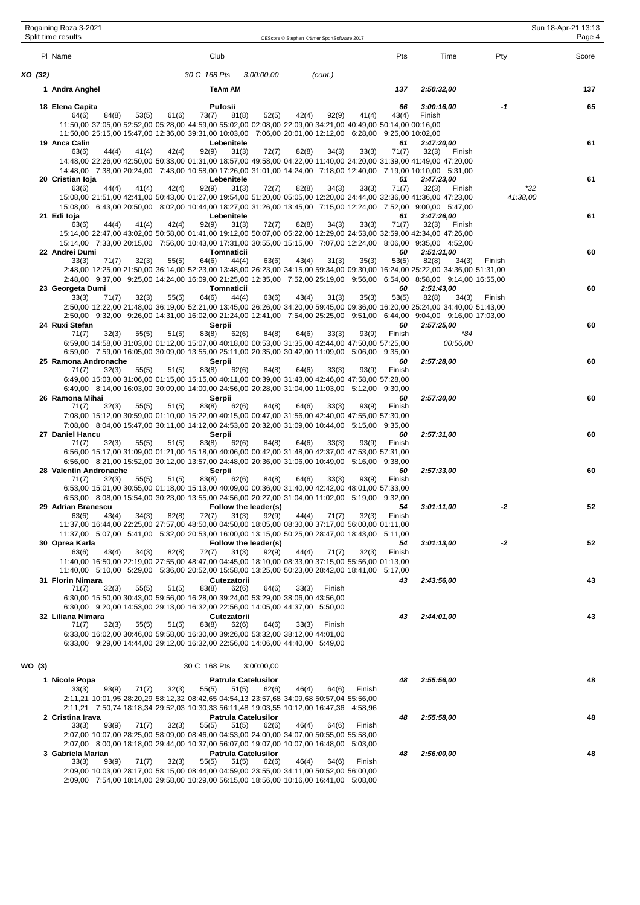**Rogaining Roza 3-2021**
Split time results

| Pl | Name | Club | Pts | Time | Pty | Score |
|---|---|---|---|---|---|---|

## XO (32) — 30 C 168 Pts 3:00:00,00 (cont.)

**1 Andra Anghel** — TeAm AM — 137 — 2:50:32,00 — 137

**18 Elena Capita** — Pufosii — 66 — 3:00:16,00 — -1 — 65
64(6) 84(8) 53(5) 61(6) 73(7) 81(8) 52(5) 42(4) 92(9) 41(4) 43(4) Finish
11:50,00 37:05,00 52:52,00 05:28,00 44:59,00 55:02,00 02:08,00 22:09,00 34:21,00 40:49,00 50:14,00 00:16,00
11:50,00 25:15,00 15:47,00 12:36,00 39:31,00 10:03,00 7:06,00 20:01,00 12:12,00 6:28,00 9:25,00 10:02,00

**19 Anca Calin** — Lebenitele — 61 — 2:47:20,00 — 61
63(6) 44(4) 41(4) 42(4) 92(9) 31(3) 72(7) 82(8) 34(3) 33(3) 71(7) 32(3) Finish
14:48,00 22:26,00 42:50,00 50:33,00 01:31,00 18:57,00 49:58,00 04:22,00 11:40,00 24:20,00 31:39,00 41:49,00 47:20,00
14:48,00 7:38,00 20:24,00 7:43,00 10:58,00 17:26,00 31:01,00 14:24,00 7:18,00 12:40,00 7:19,00 10:10,00 5:31,00

**20 Cristian Ioja** — Lebenitele — 61 — 2:47:23,00 — 61
63(6) 44(4) 41(4) 42(4) 92(9) 31(3) 72(7) 82(8) 34(3) 33(3) 71(7) 32(3) Finish — *32 41:38,00
15:08,00 21:51,00 42:41,00 50:43,00 01:27,00 19:54,00 51:20,00 05:05,00 12:20,00 24:44,00 32:36,00 41:36,00 47:23,00
15:08,00 6:43,00 20:50,00 8:02,00 10:44,00 18:27,00 31:26,00 13:45,00 7:15,00 12:24,00 7:52,00 9:00,00 5:47,00

**21 Edi Ioja** — Lebenitele — 61 — 2:47:26,00 — 61
63(6) 44(4) 41(4) 42(4) 92(9) 31(3) 72(7) 82(8) 34(3) 33(3) 71(7) 32(3) Finish
15:14,00 22:47,00 43:02,00 50:58,00 01:41,00 19:12,00 50:07,00 05:22,00 12:29,00 24:53,00 32:59,00 42:34,00 47:26,00
15:14,00 7:33,00 20:15,00 7:56,00 10:43,00 17:31,00 30:55,00 15:15,00 7:07,00 12:24,00 8:06,00 9:35,00 4:52,00

**22 Andrei Dumi** — Tomnaticii — 60 — 2:51:31,00 — 60
33(3) 71(7) 32(3) 55(5) 64(6) 44(4) 63(6) 43(4) 31(3) 35(3) 53(5) 82(8) 34(3) Finish
2:48,00 12:25,00 21:50,00 36:14,00 52:23,00 13:48,00 26:23,00 34:15,00 59:34,00 09:30,00 16:24,00 25:22,00 34:36,00 51:31,00
2:48,00 9:37,00 9:25,00 14:24,00 16:09,00 21:25,00 12:35,00 7:52,00 25:19,00 9:56,00 6:54,00 8:58,00 9:14,00 16:55,00

**23 Georgeta Dumi** — Tomnaticii — 60 — 2:51:43,00 — 60
33(3) 71(7) 32(3) 55(5) 64(6) 44(4) 63(6) 43(4) 31(3) 35(3) 53(5) 82(8) 34(3) Finish
2:50,00 12:22,00 21:48,00 36:19,00 52:21,00 13:45,00 26:26,00 34:20,00 59:45,00 09:36,00 16:20,00 25:24,00 34:40,00 51:43,00
2:50,00 9:32,00 9:26,00 14:31,00 16:02,00 21:24,00 12:41,00 7:54,00 25:25,00 9:51,00 6:44,00 9:04,00 9:16,00 17:03,00

**24 Ruxi Stefan** — Serpii — 60 — 2:57:25,00 — 60
71(7) 32(3) 55(5) 51(5) 83(8) 62(6) 84(8) 64(6) 33(3) 93(9) Finish — *84 00:56,00
6:59,00 14:58,00 31:03,00 01:12,00 15:07,00 40:18,00 00:53,00 31:35,00 42:44,00 47:50,00 57:25,00
6:59,00 7:59,00 16:05,00 30:09,00 13:55,00 25:11,00 20:35,00 30:42,00 11:09,00 5:06,00 9:35,00

**25 Ramona Andronache** — Serpii — 60 — 2:57:28,00 — 60
71(7) 32(3) 55(5) 51(5) 83(8) 62(6) 84(8) 64(6) 33(3) 93(9) Finish
6:49,00 15:03,00 31:06,00 01:15,00 15:15,00 40:11,00 00:39,00 31:43,00 42:46,00 47:58,00 57:28,00
6:49,00 8:14,00 16:03,00 30:09,00 14:00,00 24:56,00 20:28,00 31:04,00 11:03,00 5:12,00 9:30,00

**26 Ramona Mihai** — Serpii — 60 — 2:57:30,00 — 60
71(7) 32(3) 55(5) 51(5) 83(8) 62(6) 84(8) 64(6) 33(3) 93(9) Finish
7:08,00 15:12,00 30:59,00 01:10,00 15:22,00 40:15,00 00:47,00 31:56,00 42:40,00 47:55,00 57:30,00
7:08,00 8:04,00 15:47,00 30:11,00 14:12,00 24:53,00 20:32,00 31:09,00 10:44,00 5:15,00 9:35,00

**27 Daniel Hancu** — Serpii — 60 — 2:57:31,00 — 60
71(7) 32(3) 55(5) 51(5) 83(8) 62(6) 84(8) 64(6) 33(3) 93(9) Finish
6:56,00 15:17,00 31:09,00 01:21,00 15:18,00 40:06,00 00:42,00 31:48,00 42:37,00 47:53,00 57:31,00
6:56,00 8:21,00 15:52,00 30:12,00 13:57,00 24:48,00 20:36,00 31:06,00 10:49,00 5:16,00 9:38,00

**28 Valentin Andronache** — Serpii — 60 — 2:57:33,00 — 60
71(7) 32(3) 55(5) 51(5) 83(8) 62(6) 84(8) 64(6) 33(3) 93(9) Finish
6:53,00 15:01,00 30:55,00 01:18,00 15:13,00 40:09,00 00:36,00 31:40,00 42:42,00 48:01,00 57:33,00
6:53,00 8:08,00 15:54,00 30:23,00 13:55,00 24:56,00 20:27,00 31:04,00 11:02,00 5:19,00 9:32,00

**29 Adrian Branescu** — Follow the leader(s) — 54 — 3:01:11,00 — -2 — 52
63(6) 43(4) 34(3) 82(8) 72(7) 31(3) 92(9) 44(4) 71(7) 32(3) Finish
11:37,00 16:44,00 22:25,00 27:57,00 48:50,00 04:50,00 18:05,00 08:30,00 37:17,00 56:00,00 01:11,00
11:37,00 5:07,00 5:41,00 5:32,00 20:53,00 16:00,00 13:15,00 50:25,00 28:47,00 18:43,00 5:11,00

**30 Oprea Karla** — Follow the leader(s) — 54 — 3:01:13,00 — -2 — 52
63(6) 43(4) 34(3) 82(8) 72(7) 31(3) 92(9) 44(4) 71(7) 32(3) Finish
11:40,00 16:50,00 22:19,00 27:55,00 48:47,00 04:45,00 18:10,00 08:33,00 37:15,00 55:56,00 01:13,00
11:40,00 5:10,00 5:29,00 5:36,00 20:52,00 15:58,00 13:25,00 50:23,00 28:42,00 18:41,00 5:17,00

**31 Florin Nimara** — Cutezatorii — 43 — 2:43:56,00 — 43
71(7) 32(3) 55(5) 51(5) 83(8) 62(6) 64(6) 33(3) Finish
6:30,00 15:50,00 30:43,00 59:56,00 16:28,00 39:24,00 53:29,00 38:06,00 43:56,00
6:30,00 9:20,00 14:53,00 29:13,00 16:32,00 22:56,00 14:05,00 44:37,00 5:50,00

**32 Liliana Nimara** — Cutezatorii — 43 — 2:44:01,00 — 43
71(7) 32(3) 55(5) 51(5) 83(8) 62(6) 64(6) 33(3) Finish
6:33,00 16:02,00 30:46,00 59:58,00 16:30,00 39:26,00 53:32,00 38:12,00 44:01,00
6:33,00 9:29,00 14:44,00 29:12,00 16:32,00 22:56,00 14:06,00 44:40,00 5:49,00

## WO (3) — 30 C 168 Pts 3:00:00,00

**1 Nicole Popa** — Patrula Catelusilor — 48 — 2:55:56,00 — 48
33(3) 93(9) 71(7) 32(3) 55(5) 51(5) 62(6) 46(4) 64(6) Finish
2:11,21 10:01,95 28:20,29 58:12,32 08:42,65 04:54,13 23:57,68 34:09,68 50:57,04 55:56,00
2:11,21 7:50,74 18:18,34 29:52,03 10:30,33 56:11,48 19:03,55 10:12,00 16:47,36 4:58,96

**2 Cristina Irava** — Patrula Catelusilor — 48 — 2:55:58,00 — 48
33(3) 93(9) 71(7) 32(3) 55(5) 51(5) 62(6) 46(4) 64(6) Finish
2:07,00 10:07,00 28:25,00 58:09,00 08:46,00 04:53,00 24:00,00 34:07,00 50:55,00 55:58,00
2:07,00 8:00,00 18:18,00 29:44,00 10:37,00 56:07,00 19:07,00 10:07,00 16:48,00 5:03,00

**3 Gabriela Marian** — Patrula Catelusilor — 48 — 2:56:00,00 — 48
33(3) 93(9) 71(7) 32(3) 55(5) 51(5) 62(6) 46(4) 64(6) Finish
2:09,00 10:03,00 28:17,00 58:15,00 08:44,00 04:59,00 23:55,00 34:11,00 50:52,00 56:00,00
2:09,00 7:54,00 18:14,00 29:58,00 10:29,00 56:15,00 18:56,00 10:16,00 16:41,00 5:08,00